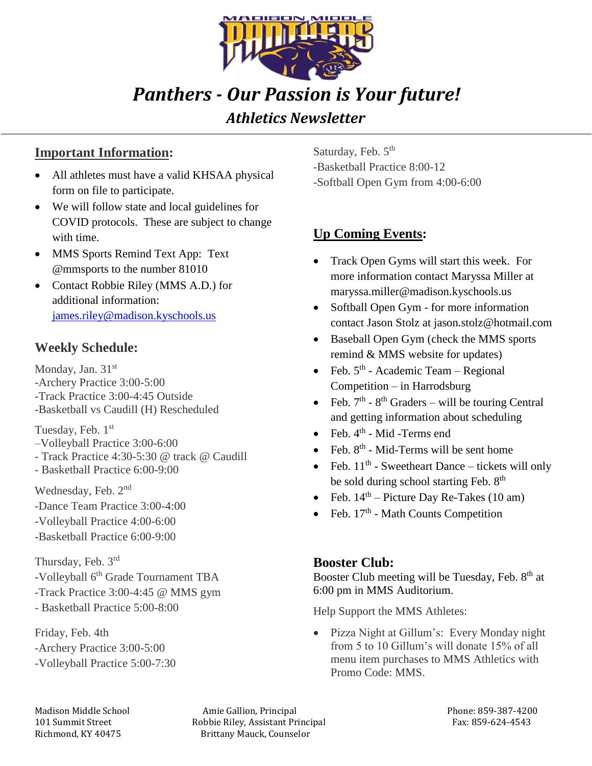# Panthers - Our Passion is Your future!

## Athletics Newsletter

## Important Information:

- All athletes must have a valid KHSAA physical form on file to participate.
- We will follow state and local guidelines for COVID protocols. These are subject to change with time.
- MMS Sports Remind Text App: Text @mmsports to the number 81010
- Contact Robbie Riley (MMS A.D.) for additional information: james.riley@madison.kyschools.us

## Weekly Schedule:

Monday, Jan. 31st
-Archery Practice 3:00-5:00
-Track Practice 3:00-4:45 Outside
-Basketball vs Caudill (H) Rescheduled

Tuesday, Feb. 1st
–Volleyball Practice 3:00-6:00
- Track Practice 4:30-5:30 @ track @ Caudill
- Basketball Practice 6:00-9:00

Wednesday, Feb. 2nd
-Dance Team Practice 3:00-4:00
-Volleyball Practice 4:00-6:00
-Basketball Practice 6:00-9:00

Thursday, Feb. 3rd
-Volleyball 6th Grade Tournament TBA
-Track Practice 3:00-4:45 @ MMS gym
- Basketball Practice 5:00-8:00

Friday, Feb. 4th
-Archery Practice 3:00-5:00
-Volleyball Practice 5:00-7:30

Saturday, Feb. 5th
-Basketball Practice 8:00-12
-Softball Open Gym from 4:00-6:00

## Up Coming Events:

- Track Open Gyms will start this week. For more information contact Maryssa Miller at maryssa.miller@madison.kyschools.us
- Softball Open Gym - for more information contact Jason Stolz at jason.stolz@hotmail.com
- Baseball Open Gym (check the MMS sports remind & MMS website for updates)
- Feb. 5th - Academic Team – Regional Competition – in Harrodsburg
- Feb. 7th - 8th Graders – will be touring Central and getting information about scheduling
- Feb. 4th - Mid -Terms end
- Feb. 8th - Mid-Terms will be sent home
- Feb. 11th - Sweetheart Dance – tickets will only be sold during school starting Feb. 8th
- Feb. 14th – Picture Day Re-Takes (10 am)
- Feb. 17th - Math Counts Competition

## Booster Club:

Booster Club meeting will be Tuesday, Feb. 8th at 6:00 pm in MMS Auditorium.

Help Support the MMS Athletes:

- Pizza Night at Gillum's: Every Monday night from 5 to 10 Gillum's will donate 15% of all menu item purchases to MMS Athletics with Promo Code: MMS.

Madison Middle School
101 Summit Street
Richmond, KY 40475

Amie Gallion, Principal
Robbie Riley, Assistant Principal
Brittany Mauck, Counselor

Phone: 859-387-4200
Fax: 859-624-4543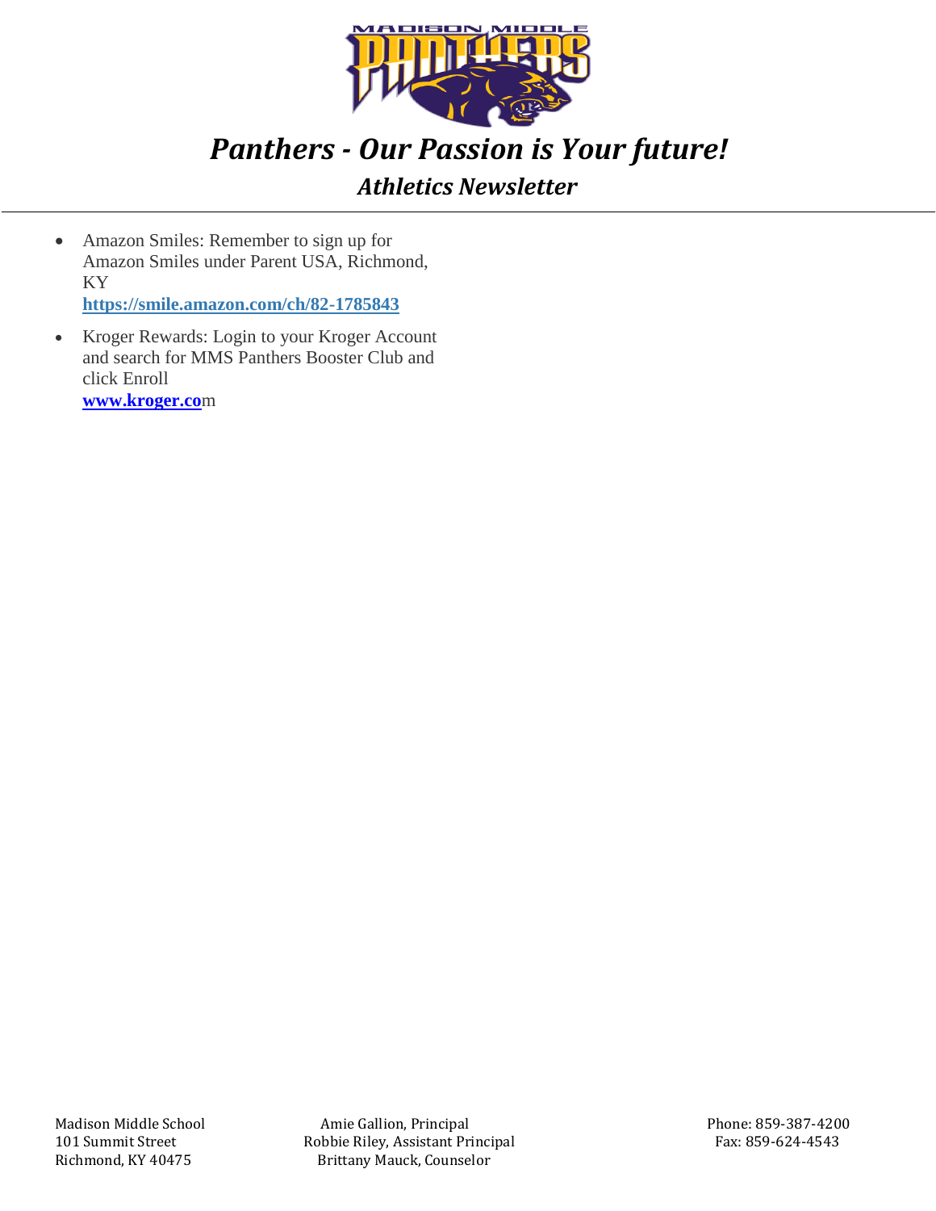# Panthers - Our Passion is Your future!

## Athletics Newsletter

- Amazon Smiles: Remember to sign up for Amazon Smiles under Parent USA, Richmond, KY
  **https://smile.amazon.com/ch/82-1785843**
- Kroger Rewards: Login to your Kroger Account and search for MMS Panthers Booster Club and click Enroll
  **www.kroger.co**m

Madison Middle School
101 Summit Street
Richmond, KY 40475

Amie Gallion, Principal
Robbie Riley, Assistant Principal
Brittany Mauck, Counselor

Phone: 859-387-4200
Fax: 859-624-4543